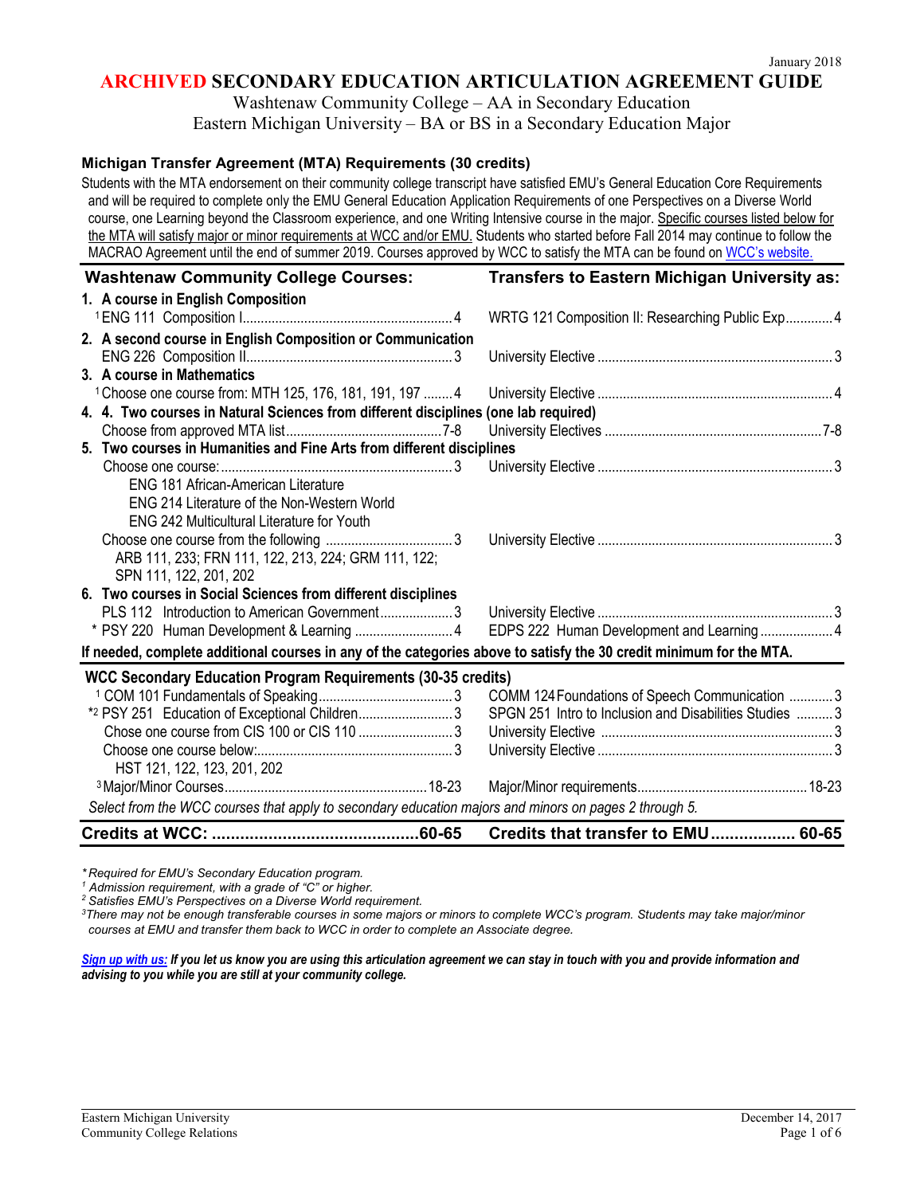January 2018

# ARCHIVED SECONDARY EDUCATION ARTICULATION AGREEMENT GUIDE

Washtenaw Community College – AA in Secondary Education
Eastern Michigan University – BA or BS in a Secondary Education Major

### Michigan Transfer Agreement (MTA) Requirements (30 credits)

Students with the MTA endorsement on their community college transcript have satisfied EMU's General Education Core Requirements and will be required to complete only the EMU General Education Application Requirements of one Perspectives on a Diverse World course, one Learning beyond the Classroom experience, and one Writing Intensive course in the major. Specific courses listed below for the MTA will satisfy major or minor requirements at WCC and/or EMU. Students who started before Fall 2014 may continue to follow the MACRAO Agreement until the end of summer 2019. Courses approved by WCC to satisfy the MTA can be found on WCC's website.

| Washtenaw Community College Courses: | Transfers to Eastern Michigan University as: |
|---|---|
| **1. A course in English Composition** | |
| [1] ENG 111 Composition I ........ 4 | WRTG 121 Composition II: Researching Public Exp ........ 4 |
| **2. A second course in English Composition or Communication** | |
| ENG 226 Composition II ........ 3 | University Elective ........ 3 |
| **3. A course in Mathematics** | |
| [1] Choose one course from: MTH 125, 176, 181, 191, 197 ........ 4 | University Elective ........ 4 |
| **4. 4. Two courses in Natural Sciences from different disciplines (one lab required)** | |
| Choose from approved MTA list ........ 7-8 | University Electives ........ 7-8 |
| **5. Two courses in Humanities and Fine Arts from different disciplines** | |
| Choose one course: ........ 3<br>ENG 181 African-American Literature<br>ENG 214 Literature of the Non-Western World<br>ENG 242 Multicultural Literature for Youth | University Elective ........ 3 |
| Choose one course from the following ........ 3<br>ARB 111, 233; FRN 111, 122, 213, 224; GRM 111, 122;<br>SPN 111, 122, 201, 202 | University Elective ........ 3 |
| **6. Two courses in Social Sciences from different disciplines** | |
| PLS 112 Introduction to American Government ........ 3 | University Elective ........ 3 |
| * PSY 220 Human Development & Learning ........ 4 | EDPS 222 Human Development and Learning ........ 4 |
| **If needed, complete additional courses in any of the categories above to satisfy the 30 credit minimum for the MTA.** | |

| WCC Secondary Education Program Requirements (30-35 credits) | |
|---|---|
| [1] COM 101 Fundamentals of Speaking ........ 3 | COMM 124 Foundations of Speech Communication ........ 3 |
| *[2] PSY 251 Education of Exceptional Children ........ 3 | SPGN 251 Intro to Inclusion and Disabilities Studies ........ 3 |
| Chose one course from CIS 100 or CIS 110 ........ 3 | University Elective ........ 3 |
| Choose one course below: ........ 3<br>HST 121, 122, 123, 201, 202 | University Elective ........ 3 |
| [3] Major/Minor Courses ........ 18-23 | Major/Minor requirements ........ 18-23 |
| *Select from the WCC courses that apply to secondary education majors and minors on pages 2 through 5.* | |
| **Credits at WCC: ........ 60-65** | **Credits that transfer to EMU ........ 60-65** |

*\* Required for EMU's Secondary Education program.*
*[1] Admission requirement, with a grade of "C" or higher.*
*[2] Satisfies EMU's Perspectives on a Diverse World requirement.*
*[3] There may not be enough transferable courses in some majors or minors to complete WCC's program. Students may take major/minor courses at EMU and transfer them back to WCC in order to complete an Associate degree.*

***Sign up with us:** If you let us know you are using this articulation agreement we can stay in touch with you and provide information and advising to you while you are still at your community college.*

Eastern Michigan University
Community College Relations

December 14, 2017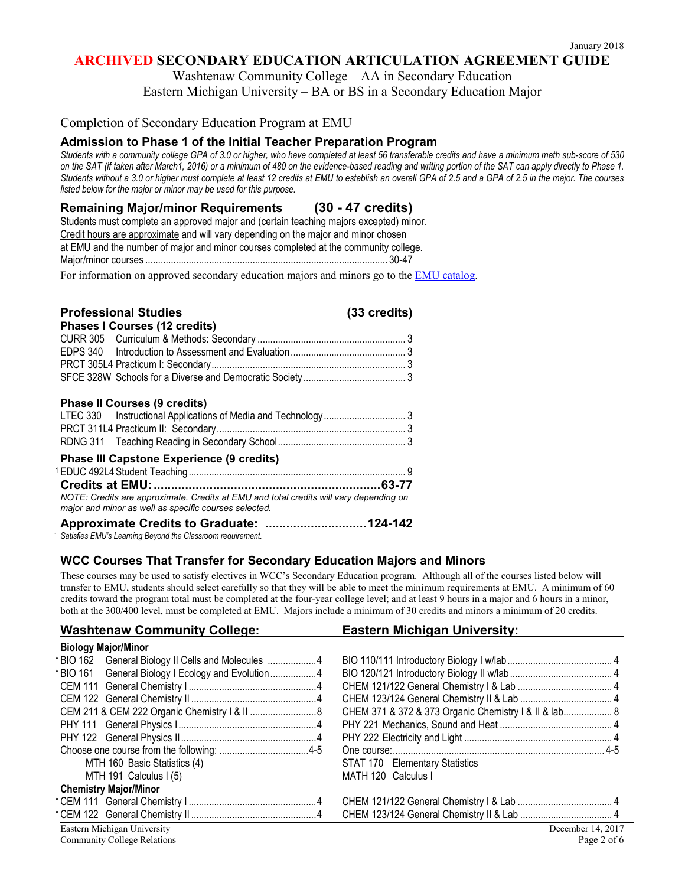# ARCHIVED SECONDARY EDUCATION ARTICULATION AGREEMENT GUIDE

Washtenaw Community College – AA in Secondary Education
Eastern Michigan University – BA or BS in a Secondary Education Major

## Completion of Secondary Education Program at EMU

### Admission to Phase 1 of the Initial Teacher Preparation Program

*Students with a community college GPA of 3.0 or higher, who have completed at least 56 transferable credits and have a minimum math sub-score of 530 on the SAT (if taken after March1, 2016) or a minimum of 480 on the evidence-based reading and writing portion of the SAT can apply directly to Phase 1. Students without a 3.0 or higher must complete at least 12 credits at EMU to establish an overall GPA of 2.5 and a GPA of 2.5 in the major. The courses listed below for the major or minor may be used for this purpose.*

### Remaining Major/minor Requirements (30 - 47 credits)

Students must complete an approved major and (certain teaching majors excepted) minor. Credit hours are approximate and will vary depending on the major and minor chosen at EMU and the number of major and minor courses completed at the community college.

Major/minor courses .......... 30-47

For information on approved secondary education majors and minors go to the EMU catalog.

### Professional Studies (33 credits)

**Phases I Courses (12 credits)**

- CURR 305 Curriculum & Methods: Secondary .......... 3
- EDPS 340 Introduction to Assessment and Evaluation .......... 3
- PRCT 305L4 Practicum I: Secondary .......... 3
- SFCE 328W Schools for a Diverse and Democratic Society .......... 3

**Phase II Courses (9 credits)**

- LTEC 330 Instructional Applications of Media and Technology .......... 3
- PRCT 311L4 Practicum II: Secondary .......... 3
- RDNG 311 Teaching Reading in Secondary School .......... 3

**Phase III Capstone Experience (9 credits)**

- [1] EDUC 492L4 Student Teaching .......... 9

**Credits at EMU: .......... 63-77**

*NOTE: Credits are approximate. Credits at EMU and total credits will vary depending on major and minor as well as specific courses selected.*

**Approximate Credits to Graduate: .......... 124-142**

[1] *Satisfies EMU's Learning Beyond the Classroom requirement.*

### WCC Courses That Transfer for Secondary Education Majors and Minors

These courses may be used to satisfy electives in WCC's Secondary Education program. Although all of the courses listed below will transfer to EMU, students should select carefully so that they will be able to meet the minimum requirements at EMU. A minimum of 60 credits toward the program total must be completed at the four-year college level; and at least 9 hours in a major and 6 hours in a minor, both at the 300/400 level, must be completed at EMU. Majors include a minimum of 30 credits and minors a minimum of 20 credits.

| Washtenaw Community College: | | Eastern Michigan University: | |
|---|---|---|---|
| **Biology Major/Minor** | | | |
| *BIO 162 General Biology II Cells and Molecules | 4 | BIO 110/111 Introductory Biology I w/lab | 4 |
| *BIO 161 General Biology I Ecology and Evolution | 4 | BIO 120/121 Introductory Biology II w/lab | 4 |
| CEM 111 General Chemistry I | 4 | CHEM 121/122 General Chemistry I & Lab | 4 |
| CEM 122 General Chemistry II | 4 | CHEM 123/124 General Chemistry II & Lab | 4 |
| CEM 211 & CEM 222 Organic Chemistry I & II | 8 | CHEM 371 & 372 & 373 Organic Chemistry I & II & lab | 8 |
| PHY 111 General Physics I | 4 | PHY 221 Mechanics, Sound and Heat | 4 |
| PHY 122 General Physics II | 4 | PHY 222 Electricity and Light | 4 |
| Choose one course from the following: | 4-5 | One course: | 4-5 |
| MTH 160 Basic Statistics (4) | | STAT 170 Elementary Statistics | |
| MTH 191 Calculus I (5) | | MATH 120 Calculus I | |
| **Chemistry Major/Minor** | | | |
| *CEM 111 General Chemistry I | 4 | CHEM 121/122 General Chemistry I & Lab | 4 |
| *CEM 122 General Chemistry II | 4 | CHEM 123/124 General Chemistry II & Lab | 4 |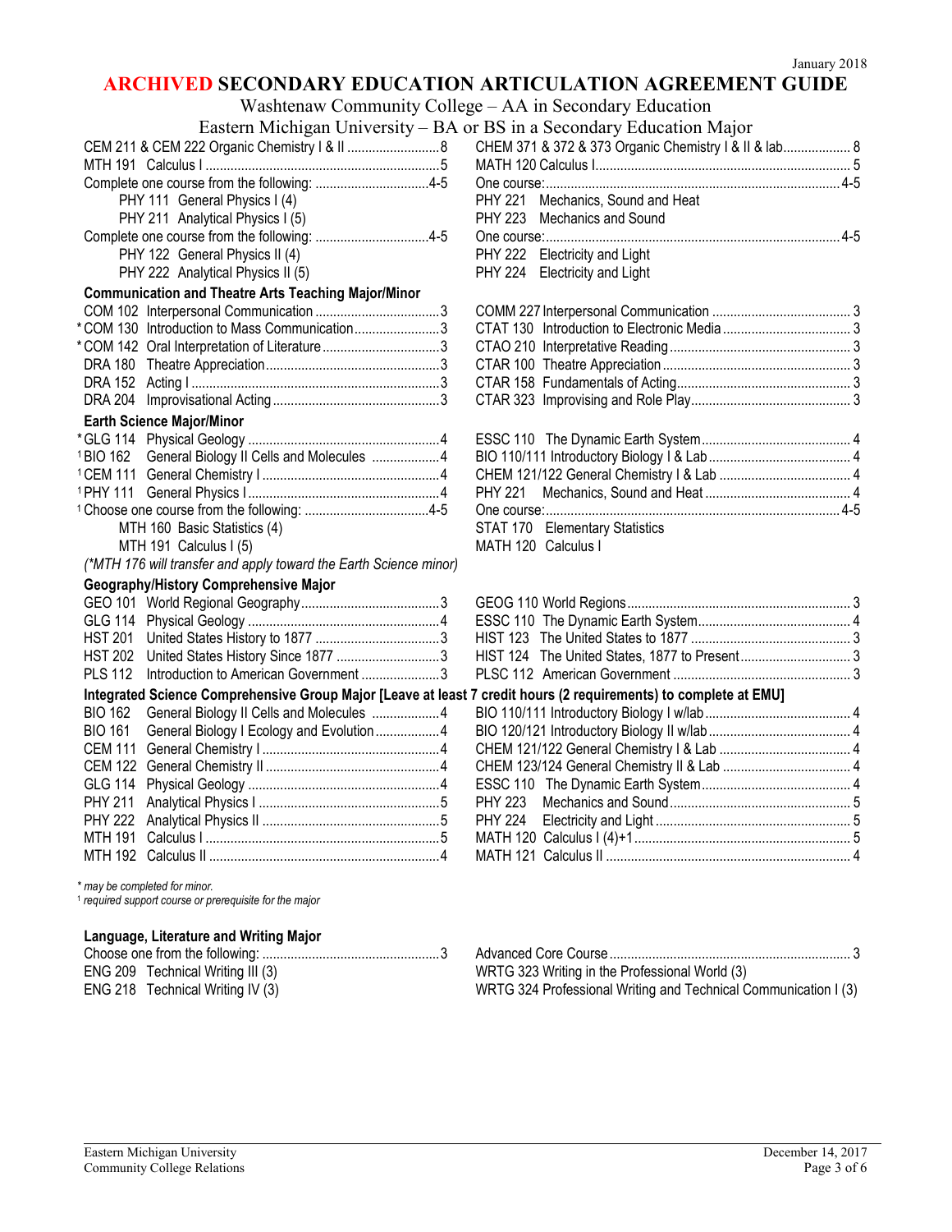January 2018

# ARCHIVED SECONDARY EDUCATION ARTICULATION AGREEMENT GUIDE

Washtenaw Community College – AA in Secondary Education
Eastern Michigan University – BA or BS in a Secondary Education Major

| Washtenaw Community College | Credits | Eastern Michigan University | Credits |
|---|---|---|---|
| CEM 211 & CEM 222 Organic Chemistry I & II | 8 | CHEM 371 & 372 & 373 Organic Chemistry I & II & lab | 8 |
| MTH 191 Calculus I | 5 | MATH 120 Calculus I | 5 |
| Complete one course from the following: | 4-5 | One course: | 4-5 |
| PHY 111 General Physics I (4) | | PHY 221 Mechanics, Sound and Heat | |
| PHY 211 Analytical Physics I (5) | | PHY 223 Mechanics and Sound | |
| Complete one course from the following: | 4-5 | One course: | 4-5 |
| PHY 122 General Physics II (4) | | PHY 222 Electricity and Light | |
| PHY 222 Analytical Physics II (5) | | PHY 224 Electricity and Light | |
| **Communication and Theatre Arts Teaching Major/Minor** | | | |
| COM 102 Interpersonal Communication | 3 | COMM 227 Interpersonal Communication | 3 |
| *COM 130 Introduction to Mass Communication | 3 | CTAT 130 Introduction to Electronic Media | 3 |
| *COM 142 Oral Interpretation of Literature | 3 | CTAO 210 Interpretative Reading | 3 |
| DRA 180 Theatre Appreciation | 3 | CTAR 100 Theatre Appreciation | 3 |
| DRA 152 Acting I | 3 | CTAR 158 Fundamentals of Acting | 3 |
| DRA 204 Improvisational Acting | 3 | CTAR 323 Improvising and Role Play | 3 |
| **Earth Science Major/Minor** | | | |
| *GLG 114 Physical Geology | 4 | ESSC 110 The Dynamic Earth System | 4 |
| [1]BIO 162 General Biology II Cells and Molecules | 4 | BIO 110/111 Introductory Biology I & Lab | 4 |
| [1]CEM 111 General Chemistry I | 4 | CHEM 121/122 General Chemistry I & Lab | 4 |
| [1]PHY 111 General Physics I | 4 | PHY 221 Mechanics, Sound and Heat | 4 |
| [1]Choose one course from the following: | 4-5 | One course: | 4-5 |
| MTH 160 Basic Statistics (4) | | STAT 170 Elementary Statistics | |
| MTH 191 Calculus I (5) | | MATH 120 Calculus I | |
| *(\*MTH 176 will transfer and apply toward the Earth Science minor)* | | | |
| **Geography/History Comprehensive Major** | | | |
| GEO 101 World Regional Geography | 3 | GEOG 110 World Regions | 3 |
| GLG 114 Physical Geology | 4 | ESSC 110 The Dynamic Earth System | 4 |
| HST 201 United States History to 1877 | 3 | HIST 123 The United States to 1877 | 3 |
| HST 202 United States History Since 1877 | 3 | HIST 124 The United States, 1877 to Present | 3 |
| PLS 112 Introduction to American Government | 3 | PLSC 112 American Government | 3 |
| **Integrated Science Comprehensive Group Major [Leave at least 7 credit hours (2 requirements) to complete at EMU]** | | | |
| BIO 162 General Biology II Cells and Molecules | 4 | BIO 110/111 Introductory Biology I w/lab | 4 |
| BIO 161 General Biology I Ecology and Evolution | 4 | BIO 120/121 Introductory Biology II w/lab | 4 |
| CEM 111 General Chemistry I | 4 | CHEM 121/122 General Chemistry I & Lab | 4 |
| CEM 122 General Chemistry II | 4 | CHEM 123/124 General Chemistry II & Lab | 4 |
| GLG 114 Physical Geology | 4 | ESSC 110 The Dynamic Earth System | 4 |
| PHY 211 Analytical Physics I | 5 | PHY 223 Mechanics and Sound | 5 |
| PHY 222 Analytical Physics II | 5 | PHY 224 Electricity and Light | 5 |
| MTH 191 Calculus I | 5 | MATH 120 Calculus I (4)+1 | 5 |
| MTH 192 Calculus II | 4 | MATH 121 Calculus II | 4 |

*\* may be completed for minor.*
*[1] required support course or prerequisite for the major*

**Language, Literature and Writing Major**

| Washtenaw Community College | Credits | Eastern Michigan University | Credits |
|---|---|---|---|
| Choose one from the following: | 3 | Advanced Core Course | 3 |
| ENG 209 Technical Writing III (3) | | WRTG 323 Writing in the Professional World (3) | |
| ENG 218 Technical Writing IV (3) | | WRTG 324 Professional Writing and Technical Communication I (3) | |

Eastern Michigan University
Community College Relations

December 14, 2017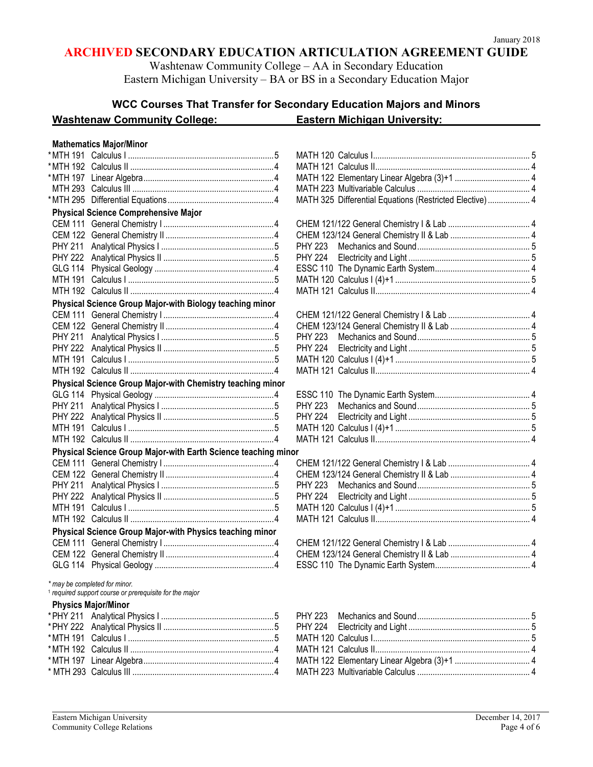January 2018

# ARCHIVED SECONDARY EDUCATION ARTICULATION AGREEMENT GUIDE

Washtenaw Community College – AA in Secondary Education
Eastern Michigan University – BA or BS in a Secondary Education Major

## WCC Courses That Transfer for Secondary Education Majors and Minors

| Washtenaw Community College: | | Eastern Michigan University: | |
|---|---|---|---|
| **Mathematics Major/Minor** | | | |
| *MTH 191 Calculus I | 5 | MATH 120 Calculus I | 5 |
| *MTH 192 Calculus II | 4 | MATH 121 Calculus II | 4 |
| *MTH 197 Linear Algebra | 4 | MATH 122 Elementary Linear Algebra (3)+1 | 4 |
| MTH 293 Calculus III | 4 | MATH 223 Multivariable Calculus | 4 |
| *MTH 295 Differential Equations | 4 | MATH 325 Differential Equations (Restricted Elective) | 4 |
| **Physical Science Comprehensive Major** | | | |
| CEM 111 General Chemistry I | 4 | CHEM 121/122 General Chemistry I & Lab | 4 |
| CEM 122 General Chemistry II | 4 | CHEM 123/124 General Chemistry II & Lab | 4 |
| PHY 211 Analytical Physics I | 5 | PHY 223 Mechanics and Sound | 5 |
| PHY 222 Analytical Physics II | 5 | PHY 224 Electricity and Light | 5 |
| GLG 114 Physical Geology | 4 | ESSC 110 The Dynamic Earth System | 4 |
| MTH 191 Calculus I | 5 | MATH 120 Calculus I (4)+1 | 5 |
| MTH 192 Calculus II | 4 | MATH 121 Calculus II | 4 |
| **Physical Science Group Major-with Biology teaching minor** | | | |
| CEM 111 General Chemistry I | 4 | CHEM 121/122 General Chemistry I & Lab | 4 |
| CEM 122 General Chemistry II | 4 | CHEM 123/124 General Chemistry II & Lab | 4 |
| PHY 211 Analytical Physics I | 5 | PHY 223 Mechanics and Sound | 5 |
| PHY 222 Analytical Physics II | 5 | PHY 224 Electricity and Light | 5 |
| MTH 191 Calculus I | 5 | MATH 120 Calculus I (4)+1 | 5 |
| MTH 192 Calculus II | 4 | MATH 121 Calculus II | 4 |
| **Physical Science Group Major-with Chemistry teaching minor** | | | |
| GLG 114 Physical Geology | 4 | ESSC 110 The Dynamic Earth System | 4 |
| PHY 211 Analytical Physics I | 5 | PHY 223 Mechanics and Sound | 5 |
| PHY 222 Analytical Physics II | 5 | PHY 224 Electricity and Light | 5 |
| MTH 191 Calculus I | 5 | MATH 120 Calculus I (4)+1 | 5 |
| MTH 192 Calculus II | 4 | MATH 121 Calculus II | 4 |
| **Physical Science Group Major-with Earth Science teaching minor** | | | |
| CEM 111 General Chemistry I | 4 | CHEM 121/122 General Chemistry I & Lab | 4 |
| CEM 122 General Chemistry II | 4 | CHEM 123/124 General Chemistry II & Lab | 4 |
| PHY 211 Analytical Physics I | 5 | PHY 223 Mechanics and Sound | 5 |
| PHY 222 Analytical Physics II | 5 | PHY 224 Electricity and Light | 5 |
| MTH 191 Calculus I | 5 | MATH 120 Calculus I (4)+1 | 5 |
| MTH 192 Calculus II | 4 | MATH 121 Calculus II | 4 |
| **Physical Science Group Major-with Physics teaching minor** | | | |
| CEM 111 General Chemistry I | 4 | CHEM 121/122 General Chemistry I & Lab | 4 |
| CEM 122 General Chemistry II | 4 | CHEM 123/124 General Chemistry II & Lab | 4 |
| GLG 114 Physical Geology | 4 | ESSC 110 The Dynamic Earth System | 4 |

*\* may be completed for minor.*
*[1] required support course or prerequisite for the major*

| Washtenaw Community College: | | Eastern Michigan University: | |
|---|---|---|---|
| **Physics Major/Minor** | | | |
| *PHY 211 Analytical Physics I | 5 | PHY 223 Mechanics and Sound | 5 |
| *PHY 222 Analytical Physics II | 5 | PHY 224 Electricity and Light | 5 |
| *MTH 191 Calculus I | 5 | MATH 120 Calculus I | 5 |
| *MTH 192 Calculus II | 4 | MATH 121 Calculus II | 4 |
| *MTH 197 Linear Algebra | 4 | MATH 122 Elementary Linear Algebra (3)+1 | 4 |
| *MTH 293 Calculus III | 4 | MATH 223 Multivariable Calculus | 4 |

Eastern Michigan University
Community College Relations

December 14, 2017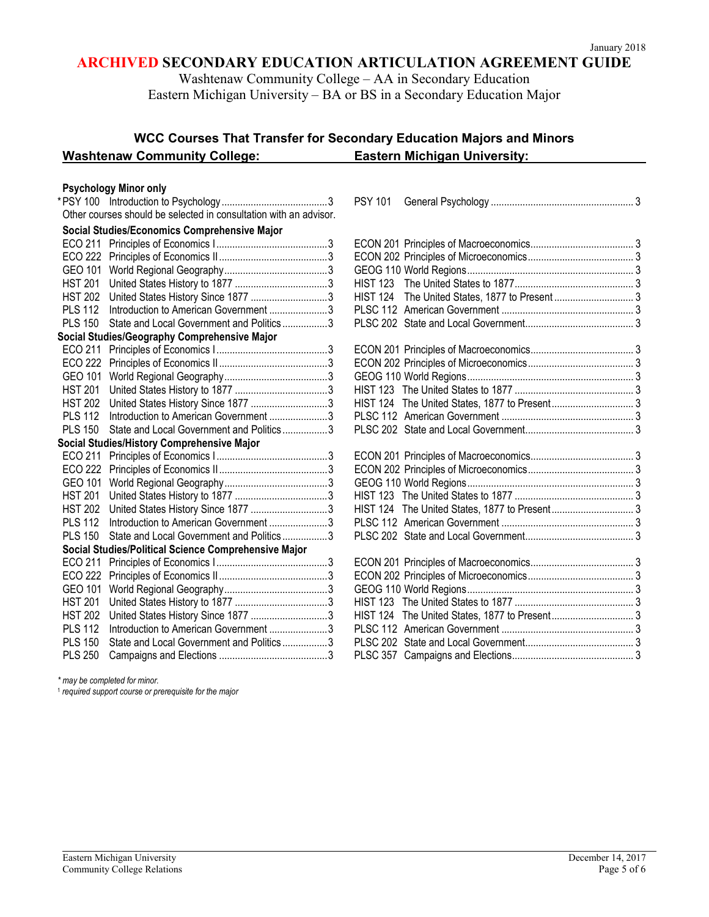January 2018

# ARCHIVED SECONDARY EDUCATION ARTICULATION AGREEMENT GUIDE

Washtenaw Community College – AA in Secondary Education
Eastern Michigan University – BA or BS in a Secondary Education Major

## WCC Courses That Transfer for Secondary Education Majors and Minors

| Washtenaw Community College: | | | Eastern Michigan University: | | |
|---|---|---|---|---|---|
| **Psychology Minor only** | | | | | |
| *PSY 100 | Introduction to Psychology | 3 | PSY 101 | General Psychology | 3 |
| Other courses should be selected in consultation with an advisor. | | | | | |
| **Social Studies/Economics Comprehensive Major** | | | | | |
| ECO 211 | Principles of Economics I | 3 | ECON 201 | Principles of Macroeconomics | 3 |
| ECO 222 | Principles of Economics II | 3 | ECON 202 | Principles of Microeconomics | 3 |
| GEO 101 | World Regional Geography | 3 | GEOG 110 | World Regions | 3 |
| HST 201 | United States History to 1877 | 3 | HIST 123 | The United States to 1877 | 3 |
| HST 202 | United States History Since 1877 | 3 | HIST 124 | The United States, 1877 to Present | 3 |
| PLS 112 | Introduction to American Government | 3 | PLSC 112 | American Government | 3 |
| PLS 150 | State and Local Government and Politics | 3 | PLSC 202 | State and Local Government | 3 |
| **Social Studies/Geography Comprehensive Major** | | | | | |
| ECO 211 | Principles of Economics I | 3 | ECON 201 | Principles of Macroeconomics | 3 |
| ECO 222 | Principles of Economics II | 3 | ECON 202 | Principles of Microeconomics | 3 |
| GEO 101 | World Regional Geography | 3 | GEOG 110 | World Regions | 3 |
| HST 201 | United States History to 1877 | 3 | HIST 123 | The United States to 1877 | 3 |
| HST 202 | United States History Since 1877 | 3 | HIST 124 | The United States, 1877 to Present | 3 |
| PLS 112 | Introduction to American Government | 3 | PLSC 112 | American Government | 3 |
| PLS 150 | State and Local Government and Politics | 3 | PLSC 202 | State and Local Government | 3 |
| **Social Studies/History Comprehensive Major** | | | | | |
| ECO 211 | Principles of Economics I | 3 | ECON 201 | Principles of Macroeconomics | 3 |
| ECO 222 | Principles of Economics II | 3 | ECON 202 | Principles of Microeconomics | 3 |
| GEO 101 | World Regional Geography | 3 | GEOG 110 | World Regions | 3 |
| HST 201 | United States History to 1877 | 3 | HIST 123 | The United States to 1877 | 3 |
| HST 202 | United States History Since 1877 | 3 | HIST 124 | The United States, 1877 to Present | 3 |
| PLS 112 | Introduction to American Government | 3 | PLSC 112 | American Government | 3 |
| PLS 150 | State and Local Government and Politics | 3 | PLSC 202 | State and Local Government | 3 |
| **Social Studies/Political Science Comprehensive Major** | | | | | |
| ECO 211 | Principles of Economics I | 3 | ECON 201 | Principles of Macroeconomics | 3 |
| ECO 222 | Principles of Economics II | 3 | ECON 202 | Principles of Microeconomics | 3 |
| GEO 101 | World Regional Geography | 3 | GEOG 110 | World Regions | 3 |
| HST 201 | United States History to 1877 | 3 | HIST 123 | The United States to 1877 | 3 |
| HST 202 | United States History Since 1877 | 3 | HIST 124 | The United States, 1877 to Present | 3 |
| PLS 112 | Introduction to American Government | 3 | PLSC 112 | American Government | 3 |
| PLS 150 | State and Local Government and Politics | 3 | PLSC 202 | State and Local Government | 3 |
| PLS 250 | Campaigns and Elections | 3 | PLSC 357 | Campaigns and Elections | 3 |

*\* may be completed for minor.*

[1] *required support course or prerequisite for the major*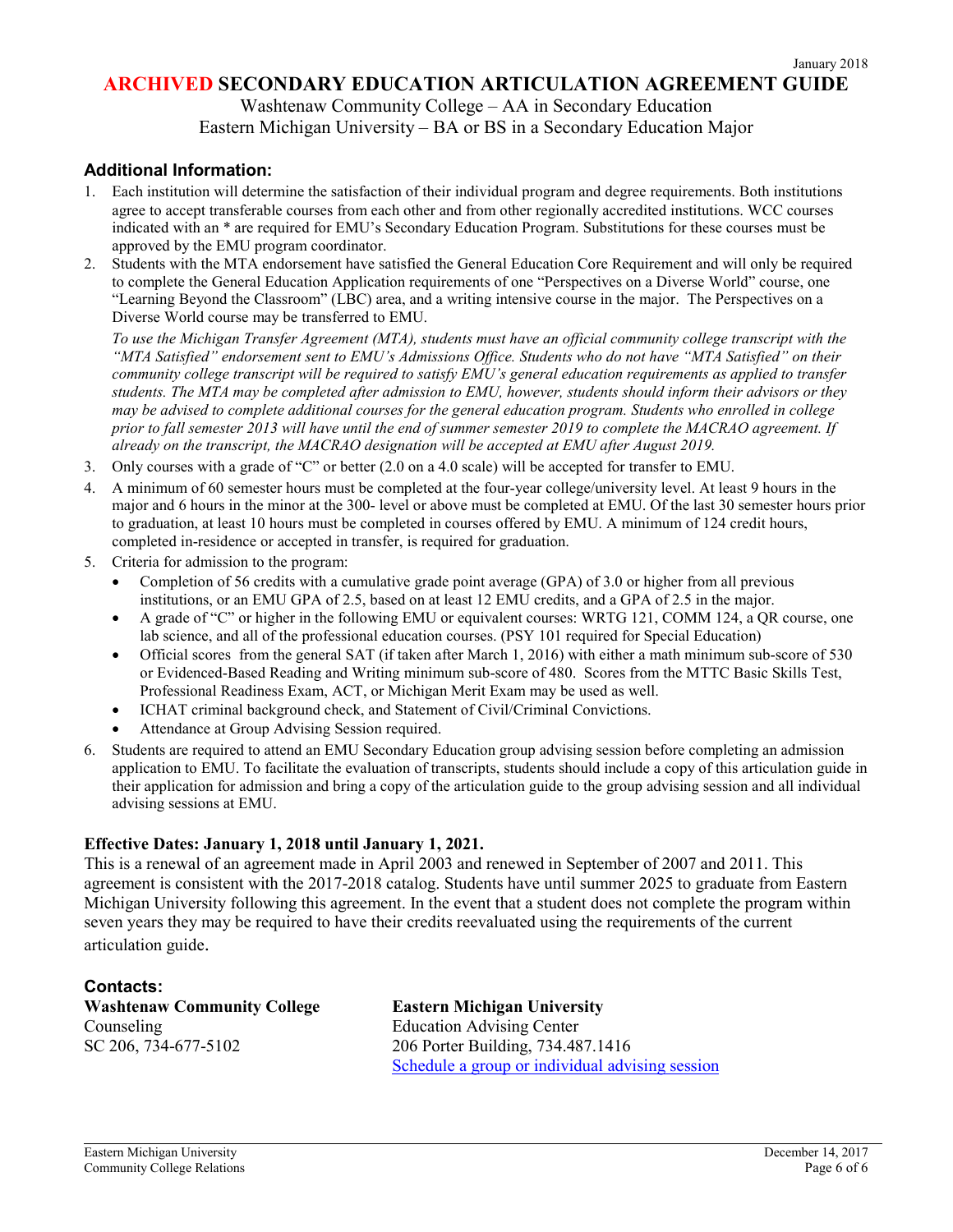January 2018

# ARCHIVED SECONDARY EDUCATION ARTICULATION AGREEMENT GUIDE

Washtenaw Community College – AA in Secondary Education
Eastern Michigan University – BA or BS in a Secondary Education Major

## Additional Information:

1. Each institution will determine the satisfaction of their individual program and degree requirements. Both institutions agree to accept transferable courses from each other and from other regionally accredited institutions. WCC courses indicated with an * are required for EMU's Secondary Education Program. Substitutions for these courses must be approved by the EMU program coordinator.
2. Students with the MTA endorsement have satisfied the General Education Core Requirement and will only be required to complete the General Education Application requirements of one "Perspectives on a Diverse World" course, one "Learning Beyond the Classroom" (LBC) area, and a writing intensive course in the major. The Perspectives on a Diverse World course may be transferred to EMU.

   *To use the Michigan Transfer Agreement (MTA), students must have an official community college transcript with the "MTA Satisfied" endorsement sent to EMU's Admissions Office. Students who do not have "MTA Satisfied" on their community college transcript will be required to satisfy EMU's general education requirements as applied to transfer students. The MTA may be completed after admission to EMU, however, students should inform their advisors or they may be advised to complete additional courses for the general education program. Students who enrolled in college prior to fall semester 2013 will have until the end of summer semester 2019 to complete the MACRAO agreement. If already on the transcript, the MACRAO designation will be accepted at EMU after August 2019.*
3. Only courses with a grade of "C" or better (2.0 on a 4.0 scale) will be accepted for transfer to EMU.
4. A minimum of 60 semester hours must be completed at the four-year college/university level. At least 9 hours in the major and 6 hours in the minor at the 300- level or above must be completed at EMU. Of the last 30 semester hours prior to graduation, at least 10 hours must be completed in courses offered by EMU. A minimum of 124 credit hours, completed in-residence or accepted in transfer, is required for graduation.
5. Criteria for admission to the program:
   - Completion of 56 credits with a cumulative grade point average (GPA) of 3.0 or higher from all previous institutions, or an EMU GPA of 2.5, based on at least 12 EMU credits, and a GPA of 2.5 in the major.
   - A grade of "C" or higher in the following EMU or equivalent courses: WRTG 121, COMM 124, a QR course, one lab science, and all of the professional education courses. (PSY 101 required for Special Education)
   - Official scores from the general SAT (if taken after March 1, 2016) with either a math minimum sub-score of 530 or Evidenced-Based Reading and Writing minimum sub-score of 480. Scores from the MTTC Basic Skills Test, Professional Readiness Exam, ACT, or Michigan Merit Exam may be used as well.
   - ICHAT criminal background check, and Statement of Civil/Criminal Convictions.
   - Attendance at Group Advising Session required.
6. Students are required to attend an EMU Secondary Education group advising session before completing an admission application to EMU. To facilitate the evaluation of transcripts, students should include a copy of this articulation guide in their application for admission and bring a copy of the articulation guide to the group advising session and all individual advising sessions at EMU.

**Effective Dates: January 1, 2018 until January 1, 2021.**

This is a renewal of an agreement made in April 2003 and renewed in September of 2007 and 2011. This agreement is consistent with the 2017-2018 catalog. Students have until summer 2025 to graduate from Eastern Michigan University following this agreement. In the event that a student does not complete the program within seven years they may be required to have their credits reevaluated using the requirements of the current articulation guide.

## Contacts:

**Washtenaw Community College**
Counseling
SC 206, 734-677-5102

**Eastern Michigan University**
Education Advising Center
206 Porter Building, 734.487.1416
[Schedule a group or individual advising session]

Eastern Michigan University
Community College Relations

December 14, 2017